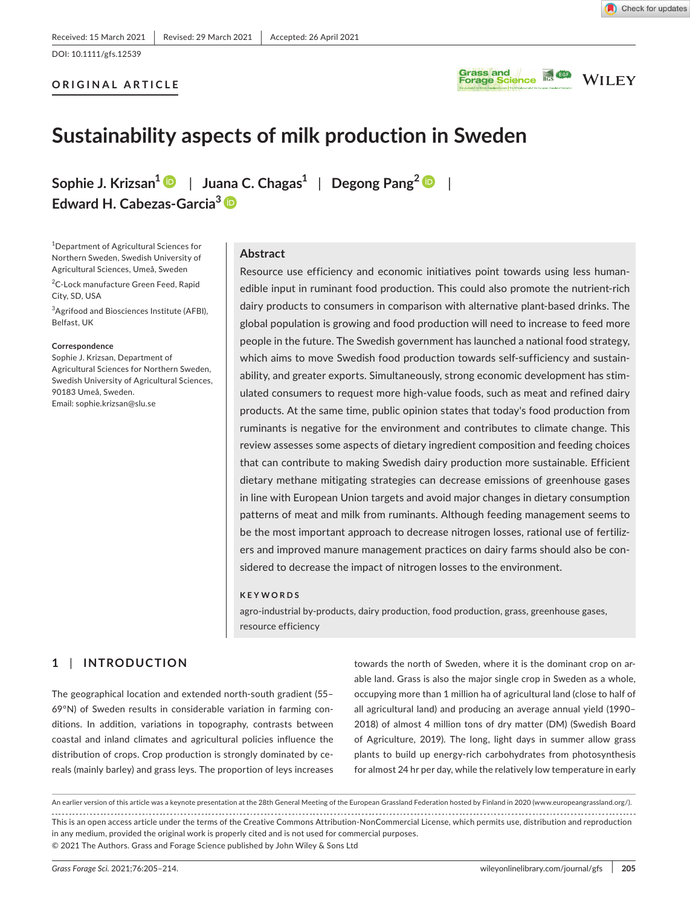Received: 15 March 2021 | Revised: 29 March 2021 | Accepted: 26 April 2021

DOI: 10.1111/gfs.12539

**ORIGINAL ARTICLE**

# Sustainability aspects of milk production in Sweden

**Sophie J. Krizsan**[1] | **Juana C. Chagas**[1] | **Degong Pang**[2] | **Edward H. Cabezas-Garcia**[3]

[1]Department of Agricultural Sciences for Northern Sweden, Swedish University of Agricultural Sciences, Umeå, Sweden

[2]C-Lock manufacture Green Feed, Rapid City, SD, USA

[3]Agrifood and Biosciences Institute (AFBI), Belfast, UK

**Correspondence**
Sophie J. Krizsan, Department of Agricultural Sciences for Northern Sweden, Swedish University of Agricultural Sciences, 90183 Umeå, Sweden.
Email: sophie.krizsan@slu.se

## Abstract

Resource use efficiency and economic initiatives point towards using less human-edible input in ruminant food production. This could also promote the nutrient-rich dairy products to consumers in comparison with alternative plant-based drinks. The global population is growing and food production will need to increase to feed more people in the future. The Swedish government has launched a national food strategy, which aims to move Swedish food production towards self-sufficiency and sustainability, and greater exports. Simultaneously, strong economic development has stimulated consumers to request more high-value foods, such as meat and refined dairy products. At the same time, public opinion states that today's food production from ruminants is negative for the environment and contributes to climate change. This review assesses some aspects of dietary ingredient composition and feeding choices that can contribute to making Swedish dairy production more sustainable. Efficient dietary methane mitigating strategies can decrease emissions of greenhouse gases in line with European Union targets and avoid major changes in dietary consumption patterns of meat and milk from ruminants. Although feeding management seems to be the most important approach to decrease nitrogen losses, rational use of fertilizers and improved manure management practices on dairy farms should also be considered to decrease the impact of nitrogen losses to the environment.

**KEYWORDS**

agro-industrial by-products, dairy production, food production, grass, greenhouse gases, resource efficiency

## 1 | INTRODUCTION

The geographical location and extended north-south gradient (55–69°N) of Sweden results in considerable variation in farming conditions. In addition, variations in topography, contrasts between coastal and inland climates and agricultural policies influence the distribution of crops. Crop production is strongly dominated by cereals (mainly barley) and grass leys. The proportion of leys increases towards the north of Sweden, where it is the dominant crop on arable land. Grass is also the major single crop in Sweden as a whole, occupying more than 1 million ha of agricultural land (close to half of all agricultural land) and producing an average annual yield (1990–2018) of almost 4 million tons of dry matter (DM) (Swedish Board of Agriculture, 2019). The long, light days in summer allow grass plants to build up energy-rich carbohydrates from photosynthesis for almost 24 hr per day, while the relatively low temperature in early

An earlier version of this article was a keynote presentation at the 28th General Meeting of the European Grassland Federation hosted by Finland in 2020 (www.europeangrassland.org/).

This is an open access article under the terms of the Creative Commons Attribution-NonCommercial License, which permits use, distribution and reproduction in any medium, provided the original work is properly cited and is not used for commercial purposes.
© 2021 The Authors. Grass and Forage Science published by John Wiley & Sons Ltd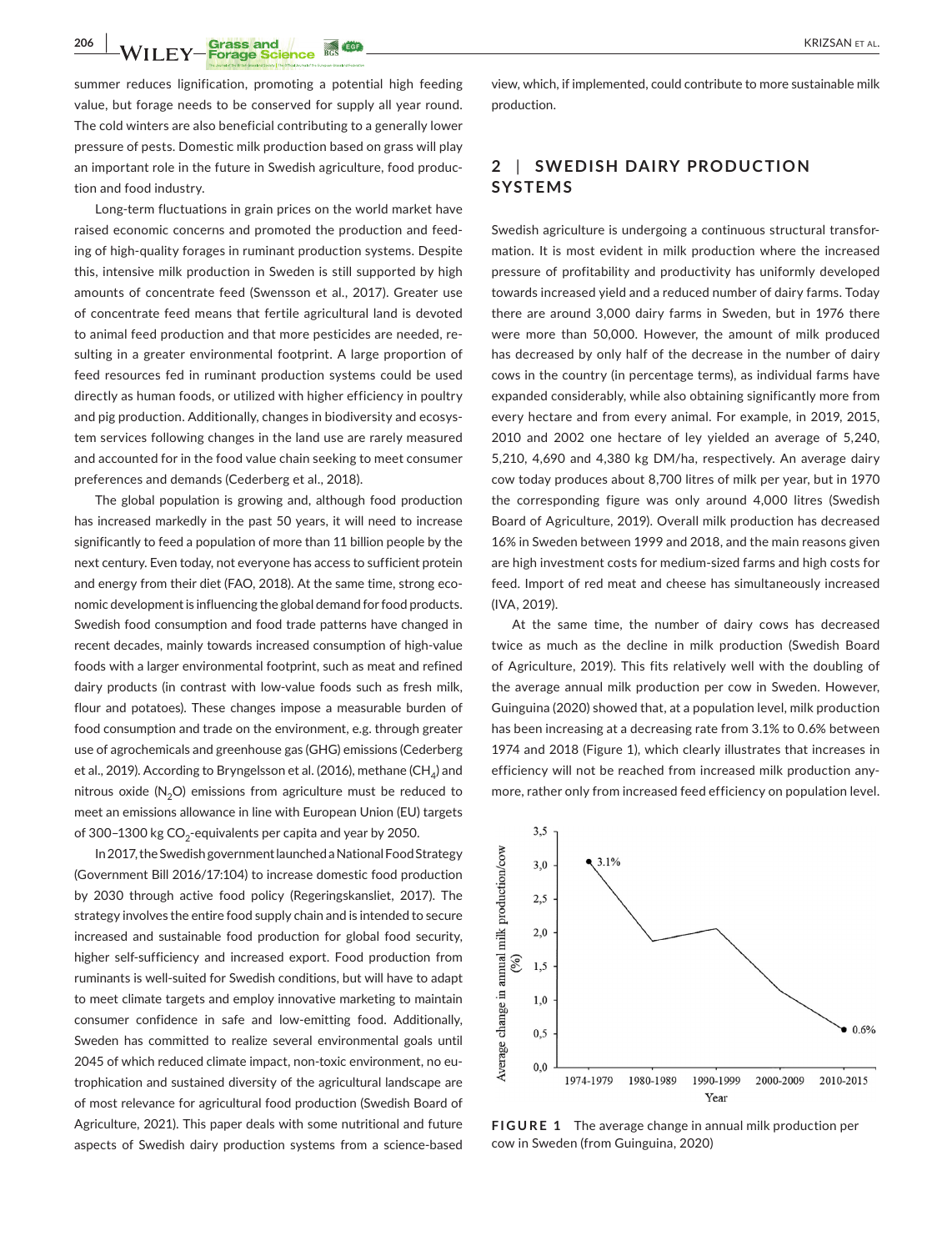summer reduces lignification, promoting a potential high feeding value, but forage needs to be conserved for supply all year round. The cold winters are also beneficial contributing to a generally lower pressure of pests. Domestic milk production based on grass will play an important role in the future in Swedish agriculture, food production and food industry.

Long-term fluctuations in grain prices on the world market have raised economic concerns and promoted the production and feeding of high-quality forages in ruminant production systems. Despite this, intensive milk production in Sweden is still supported by high amounts of concentrate feed (Swensson et al., 2017). Greater use of concentrate feed means that fertile agricultural land is devoted to animal feed production and that more pesticides are needed, resulting in a greater environmental footprint. A large proportion of feed resources fed in ruminant production systems could be used directly as human foods, or utilized with higher efficiency in poultry and pig production. Additionally, changes in biodiversity and ecosystem services following changes in the land use are rarely measured and accounted for in the food value chain seeking to meet consumer preferences and demands (Cederberg et al., 2018).

The global population is growing and, although food production has increased markedly in the past 50 years, it will need to increase significantly to feed a population of more than 11 billion people by the next century. Even today, not everyone has access to sufficient protein and energy from their diet (FAO, 2018). At the same time, strong economic development is influencing the global demand for food products. Swedish food consumption and food trade patterns have changed in recent decades, mainly towards increased consumption of high-value foods with a larger environmental footprint, such as meat and refined dairy products (in contrast with low-value foods such as fresh milk, flour and potatoes). These changes impose a measurable burden of food consumption and trade on the environment, e.g. through greater use of agrochemicals and greenhouse gas (GHG) emissions (Cederberg et al., 2019). According to Bryngelsson et al. (2016), methane ($CH_4$) and nitrous oxide ($N_2O$) emissions from agriculture must be reduced to meet an emissions allowance in line with European Union (EU) targets of 300–1300 kg $CO_2$-equivalents per capita and year by 2050.

In 2017, the Swedish government launched a National Food Strategy (Government Bill 2016/17:104) to increase domestic food production by 2030 through active food policy (Regeringskansliet, 2017). The strategy involves the entire food supply chain and is intended to secure increased and sustainable food production for global food security, higher self-sufficiency and increased export. Food production from ruminants is well-suited for Swedish conditions, but will have to adapt to meet climate targets and employ innovative marketing to maintain consumer confidence in safe and low-emitting food. Additionally, Sweden has committed to realize several environmental goals until 2045 of which reduced climate impact, non-toxic environment, no eutrophication and sustained diversity of the agricultural landscape are of most relevance for agricultural food production (Swedish Board of Agriculture, 2021). This paper deals with some nutritional and future aspects of Swedish dairy production systems from a science-based view, which, if implemented, could contribute to more sustainable milk production.

## 2 | SWEDISH DAIRY PRODUCTION SYSTEMS

Swedish agriculture is undergoing a continuous structural transformation. It is most evident in milk production where the increased pressure of profitability and productivity has uniformly developed towards increased yield and a reduced number of dairy farms. Today there are around 3,000 dairy farms in Sweden, but in 1976 there were more than 50,000. However, the amount of milk produced has decreased by only half of the decrease in the number of dairy cows in the country (in percentage terms), as individual farms have expanded considerably, while also obtaining significantly more from every hectare and from every animal. For example, in 2019, 2015, 2010 and 2002 one hectare of ley yielded an average of 5,240, 5,210, 4,690 and 4,380 kg DM/ha, respectively. An average dairy cow today produces about 8,700 litres of milk per year, but in 1970 the corresponding figure was only around 4,000 litres (Swedish Board of Agriculture, 2019). Overall milk production has decreased 16% in Sweden between 1999 and 2018, and the main reasons given are high investment costs for medium-sized farms and high costs for feed. Import of red meat and cheese has simultaneously increased (IVA, 2019).

At the same time, the number of dairy cows has decreased twice as much as the decline in milk production (Swedish Board of Agriculture, 2019). This fits relatively well with the doubling of the average annual milk production per cow in Sweden. However, Guinguina (2020) showed that, at a population level, milk production has been increasing at a decreasing rate from 3.1% to 0.6% between 1974 and 2018 (Figure 1), which clearly illustrates that increases in efficiency will not be reached from increased milk production anymore, rather only from increased feed efficiency on population level.

**FIGURE 1** The average change in annual milk production per cow in Sweden (from Guinguina, 2020)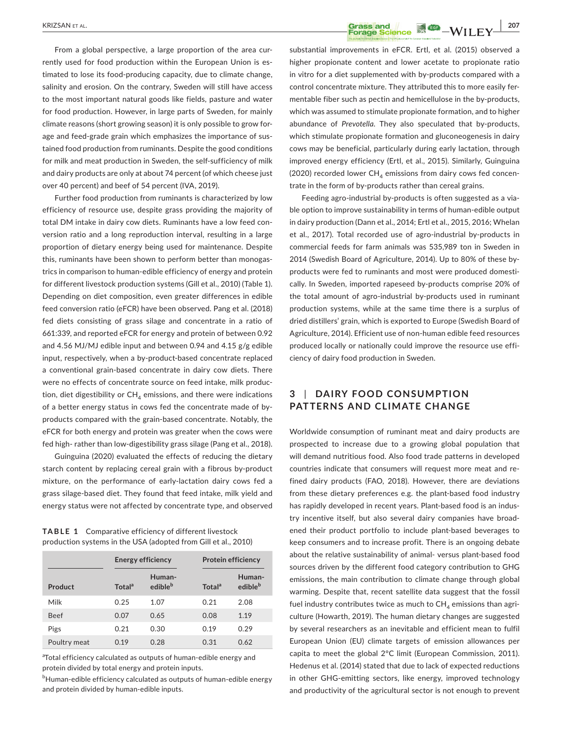From a global perspective, a large proportion of the area currently used for food production within the European Union is estimated to lose its food-producing capacity, due to climate change, salinity and erosion. On the contrary, Sweden will still have access to the most important natural goods like fields, pasture and water for food production. However, in large parts of Sweden, for mainly climate reasons (short growing season) it is only possible to grow forage and feed-grade grain which emphasizes the importance of sustained food production from ruminants. Despite the good conditions for milk and meat production in Sweden, the self-sufficiency of milk and dairy products are only at about 74 percent (of which cheese just over 40 percent) and beef of 54 percent (IVA, 2019).

Further food production from ruminants is characterized by low efficiency of resource use, despite grass providing the majority of total DM intake in dairy cow diets. Ruminants have a low feed conversion ratio and a long reproduction interval, resulting in a large proportion of dietary energy being used for maintenance. Despite this, ruminants have been shown to perform better than monogastrics in comparison to human-edible efficiency of energy and protein for different livestock production systems (Gill et al., 2010) (Table 1). Depending on diet composition, even greater differences in edible feed conversion ratio (eFCR) have been observed. Pang et al. (2018) fed diets consisting of grass silage and concentrate in a ratio of 661:339, and reported eFCR for energy and protein of between 0.92 and 4.56 MJ/MJ edible input and between 0.94 and 4.15 g/g edible input, respectively, when a by-product-based concentrate replaced a conventional grain-based concentrate in dairy cow diets. There were no effects of concentrate source on feed intake, milk production, diet digestibility or $CH_4$ emissions, and there were indications of a better energy status in cows fed the concentrate made of by-products compared with the grain-based concentrate. Notably, the eFCR for both energy and protein was greater when the cows were fed high- rather than low-digestibility grass silage (Pang et al., 2018).

Guinguina (2020) evaluated the effects of reducing the dietary starch content by replacing cereal grain with a fibrous by-product mixture, on the performance of early-lactation dairy cows fed a grass silage-based diet. They found that feed intake, milk yield and energy status were not affected by concentrate type, and observed substantial improvements in eFCR. Ertl, et al. (2015) observed a higher propionate content and lower acetate to propionate ratio in vitro for a diet supplemented with by-products compared with a control concentrate mixture. They attributed this to more easily fermentable fiber such as pectin and hemicellulose in the by-products, which was assumed to stimulate propionate formation, and to higher abundance of *Prevotella*. They also speculated that by-products, which stimulate propionate formation and gluconeogenesis in dairy cows may be beneficial, particularly during early lactation, through improved energy efficiency (Ertl, et al., 2015). Similarly, Guinguina (2020) recorded lower $CH_4$ emissions from dairy cows fed concentrate in the form of by-products rather than cereal grains.

**TABLE 1** Comparative efficiency of different livestock production systems in the USA (adopted from Gill et al., 2010)

| | Energy efficiency | | Protein efficiency | |
|---|---|---|---|---|
| Product | Total[a] | Human-edible[b] | Total[a] | Human-edible[b] |
| Milk | 0.25 | 1.07 | 0.21 | 2.08 |
| Beef | 0.07 | 0.65 | 0.08 | 1.19 |
| Pigs | 0.21 | 0.30 | 0.19 | 0.29 |
| Poultry meat | 0.19 | 0.28 | 0.31 | 0.62 |

[a]Total efficiency calculated as outputs of human-edible energy and protein divided by total energy and protein inputs.

[b]Human-edible efficiency calculated as outputs of human-edible energy and protein divided by human-edible inputs.

Feeding agro-industrial by-products is often suggested as a viable option to improve sustainability in terms of human-edible output in dairy production (Dann et al., 2014; Ertl et al., 2015, 2016; Whelan et al., 2017). Total recorded use of agro-industrial by-products in commercial feeds for farm animals was 535,989 ton in Sweden in 2014 (Swedish Board of Agriculture, 2014). Up to 80% of these by-products were fed to ruminants and most were produced domestically. In Sweden, imported rapeseed by-products comprise 20% of the total amount of agro-industrial by-products used in ruminant production systems, while at the same time there is a surplus of dried distillers' grain, which is exported to Europe (Swedish Board of Agriculture, 2014). Efficient use of non-human edible feed resources produced locally or nationally could improve the resource use efficiency of dairy food production in Sweden.

## 3 | DAIRY FOOD CONSUMPTION PATTERNS AND CLIMATE CHANGE

Worldwide consumption of ruminant meat and dairy products are prospected to increase due to a growing global population that will demand nutritious food. Also food trade patterns in developed countries indicate that consumers will request more meat and refined dairy products (FAO, 2018). However, there are deviations from these dietary preferences e.g. the plant-based food industry has rapidly developed in recent years. Plant-based food is an industry incentive itself, but also several dairy companies have broadened their product portfolio to include plant-based beverages to keep consumers and to increase profit. There is an ongoing debate about the relative sustainability of animal- versus plant-based food sources driven by the different food category contribution to GHG emissions, the main contribution to climate change through global warming. Despite that, recent satellite data suggest that the fossil fuel industry contributes twice as much to $CH_4$ emissions than agriculture (Howarth, 2019). The human dietary changes are suggested by several researchers as an inevitable and efficient mean to fulfil European Union (EU) climate targets of emission allowances per capita to meet the global 2°C limit (European Commission, 2011). Hedenus et al. (2014) stated that due to lack of expected reductions in other GHG-emitting sectors, like energy, improved technology and productivity of the agricultural sector is not enough to prevent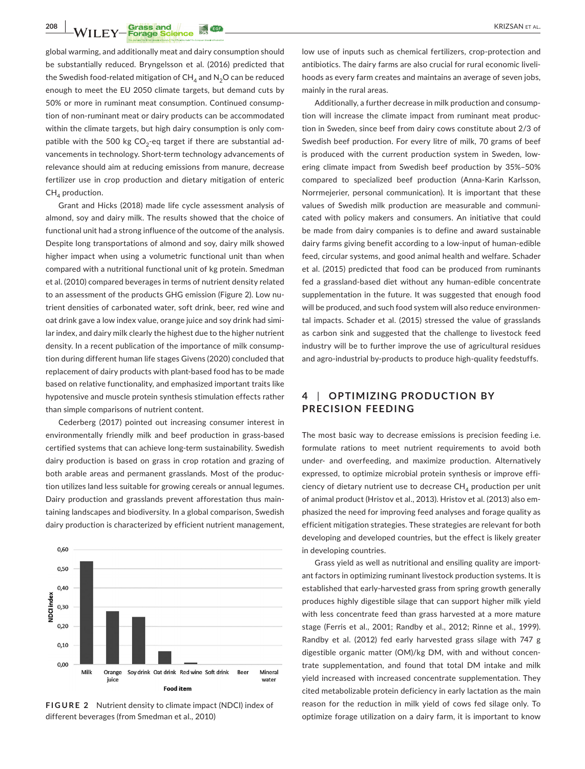global warming, and additionally meat and dairy consumption should be substantially reduced. Bryngelsson et al. (2016) predicted that the Swedish food-related mitigation of $CH_4$ and $N_2O$ can be reduced enough to meet the EU 2050 climate targets, but demand cuts by 50% or more in ruminant meat consumption. Continued consumption of non-ruminant meat or dairy products can be accommodated within the climate targets, but high dairy consumption is only compatible with the 500 kg $CO_2$-eq target if there are substantial advancements in technology. Short-term technology advancements of relevance should aim at reducing emissions from manure, decrease fertilizer use in crop production and dietary mitigation of enteric $CH_4$ production.

Grant and Hicks (2018) made life cycle assessment analysis of almond, soy and dairy milk. The results showed that the choice of functional unit had a strong influence of the outcome of the analysis. Despite long transportations of almond and soy, dairy milk showed higher impact when using a volumetric functional unit than when compared with a nutritional functional unit of kg protein. Smedman et al. (2010) compared beverages in terms of nutrient density related to an assessment of the products GHG emission (Figure 2). Low nutrient densities of carbonated water, soft drink, beer, red wine and oat drink gave a low index value, orange juice and soy drink had similar index, and dairy milk clearly the highest due to the higher nutrient density. In a recent publication of the importance of milk consumption during different human life stages Givens (2020) concluded that replacement of dairy products with plant-based food has to be made based on relative functionality, and emphasized important traits like hypotensive and muscle protein synthesis stimulation effects rather than simple comparisons of nutrient content.

Cederberg (2017) pointed out increasing consumer interest in environmentally friendly milk and beef production in grass-based certified systems that can achieve long-term sustainability. Swedish dairy production is based on grass in crop rotation and grazing of both arable areas and permanent grasslands. Most of the production utilizes land less suitable for growing cereals or annual legumes. Dairy production and grasslands prevent afforestation thus maintaining landscapes and biodiversity. In a global comparison, Swedish dairy production is characterized by efficient nutrient management, low use of inputs such as chemical fertilizers, crop-protection and antibiotics. The dairy farms are also crucial for rural economic livelihoods as every farm creates and maintains an average of seven jobs, mainly in the rural areas.

**FIGURE 2** Nutrient density to climate impact (NDCI) index of different beverages (from Smedman et al., 2010)

Additionally, a further decrease in milk production and consumption will increase the climate impact from ruminant meat production in Sweden, since beef from dairy cows constitute about 2/3 of Swedish beef production. For every litre of milk, 70 grams of beef is produced with the current production system in Sweden, lowering climate impact from Swedish beef production by 35%–50% compared to specialized beef production (Anna-Karin Karlsson, Norrmejerier, personal communication). It is important that these values of Swedish milk production are measurable and communicated with policy makers and consumers. An initiative that could be made from dairy companies is to define and award sustainable dairy farms giving benefit according to a low-input of human-edible feed, circular systems, and good animal health and welfare. Schader et al. (2015) predicted that food can be produced from ruminants fed a grassland-based diet without any human-edible concentrate supplementation in the future. It was suggested that enough food will be produced, and such food system will also reduce environmental impacts. Schader et al. (2015) stressed the value of grasslands as carbon sink and suggested that the challenge to livestock feed industry will be to further improve the use of agricultural residues and agro-industrial by-products to produce high-quality feedstuffs.

## 4 | OPTIMIZING PRODUCTION BY PRECISION FEEDING

The most basic way to decrease emissions is precision feeding i.e. formulate rations to meet nutrient requirements to avoid both under- and overfeeding, and maximize production. Alternatively expressed, to optimize microbial protein synthesis or improve efficiency of dietary nutrient use to decrease $CH_4$ production per unit of animal product (Hristov et al., 2013). Hristov et al. (2013) also emphasized the need for improving feed analyses and forage quality as efficient mitigation strategies. These strategies are relevant for both developing and developed countries, but the effect is likely greater in developing countries.

Grass yield as well as nutritional and ensiling quality are important factors in optimizing ruminant livestock production systems. It is established that early-harvested grass from spring growth generally produces highly digestible silage that can support higher milk yield with less concentrate feed than grass harvested at a more mature stage (Ferris et al., 2001; Randby et al., 2012; Rinne et al., 1999). Randby et al. (2012) fed early harvested grass silage with 747 g digestible organic matter (OM)/kg DM, with and without concentrate supplementation, and found that total DM intake and milk yield increased with increased concentrate supplementation. They cited metabolizable protein deficiency in early lactation as the main reason for the reduction in milk yield of cows fed silage only. To optimize forage utilization on a dairy farm, it is important to know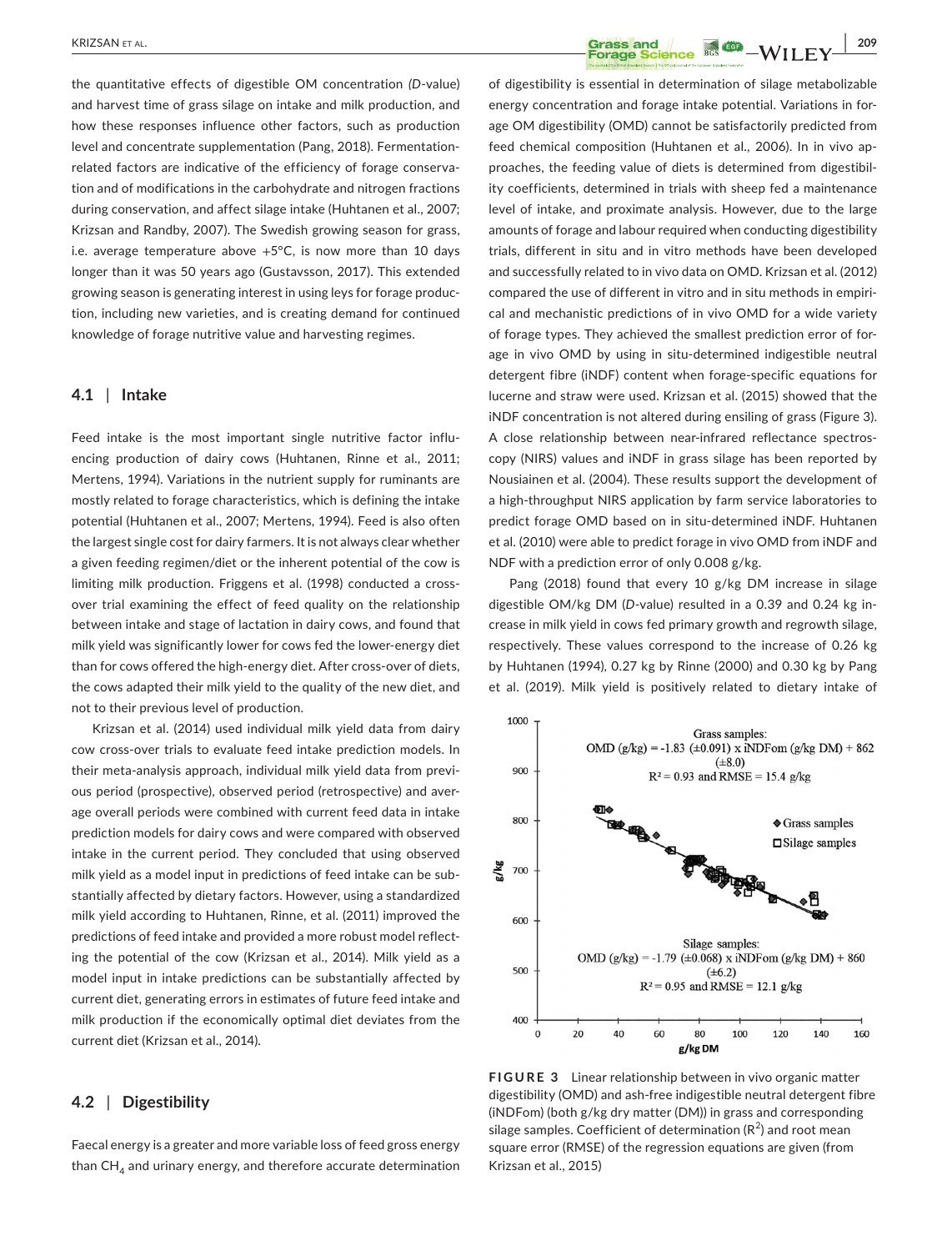the quantitative effects of digestible OM concentration (*D*-value) and harvest time of grass silage on intake and milk production, and how these responses influence other factors, such as production level and concentrate supplementation (Pang, 2018). Fermentation-related factors are indicative of the efficiency of forage conservation and of modifications in the carbohydrate and nitrogen fractions during conservation, and affect silage intake (Huhtanen et al., 2007; Krizsan and Randby, 2007). The Swedish growing season for grass, i.e. average temperature above +5°C, is now more than 10 days longer than it was 50 years ago (Gustavsson, 2017). This extended growing season is generating interest in using leys for forage production, including new varieties, and is creating demand for continued knowledge of forage nutritive value and harvesting regimes.

### 4.1 | Intake

Feed intake is the most important single nutritive factor influencing production of dairy cows (Huhtanen, Rinne et al., 2011; Mertens, 1994). Variations in the nutrient supply for ruminants are mostly related to forage characteristics, which is defining the intake potential (Huhtanen et al., 2007; Mertens, 1994). Feed is also often the largest single cost for dairy farmers. It is not always clear whether a given feeding regimen/diet or the inherent potential of the cow is limiting milk production. Friggens et al. (1998) conducted a cross-over trial examining the effect of feed quality on the relationship between intake and stage of lactation in dairy cows, and found that milk yield was significantly lower for cows fed the lower-energy diet than for cows offered the high-energy diet. After cross-over of diets, the cows adapted their milk yield to the quality of the new diet, and not to their previous level of production.

Krizsan et al. (2014) used individual milk yield data from dairy cow cross-over trials to evaluate feed intake prediction models. In their meta-analysis approach, individual milk yield data from previous period (prospective), observed period (retrospective) and average overall periods were combined with current feed data in intake prediction models for dairy cows and were compared with observed intake in the current period. They concluded that using observed milk yield as a model input in predictions of feed intake can be substantially affected by dietary factors. However, using a standardized milk yield according to Huhtanen, Rinne, et al. (2011) improved the predictions of feed intake and provided a more robust model reflecting the potential of the cow (Krizsan et al., 2014). Milk yield as a model input in intake predictions can be substantially affected by current diet, generating errors in estimates of future feed intake and milk production if the economically optimal diet deviates from the current diet (Krizsan et al., 2014).

### 4.2 | Digestibility

Faecal energy is a greater and more variable loss of feed gross energy than $CH_4$ and urinary energy, and therefore accurate determination of digestibility is essential in determination of silage metabolizable energy concentration and forage intake potential. Variations in forage OM digestibility (OMD) cannot be satisfactorily predicted from feed chemical composition (Huhtanen et al., 2006). In in vivo approaches, the feeding value of diets is determined from digestibility coefficients, determined in trials with sheep fed a maintenance level of intake, and proximate analysis. However, due to the large amounts of forage and labour required when conducting digestibility trials, different in situ and in vitro methods have been developed and successfully related to in vivo data on OMD. Krizsan et al. (2012) compared the use of different in vitro and in situ methods in empirical and mechanistic predictions of in vivo OMD for a wide variety of forage types. They achieved the smallest prediction error of forage in vivo OMD by using in situ-determined indigestible neutral detergent fibre (iNDF) content when forage-specific equations for lucerne and straw were used. Krizsan et al. (2015) showed that the iNDF concentration is not altered during ensiling of grass (Figure 3). A close relationship between near-infrared reflectance spectroscopy (NIRS) values and iNDF in grass silage has been reported by Nousiainen et al. (2004). These results support the development of a high-throughput NIRS application by farm service laboratories to predict forage OMD based on in situ-determined iNDF. Huhtanen et al. (2010) were able to predict forage in vivo OMD from iNDF and NDF with a prediction error of only 0.008 g/kg.

Pang (2018) found that every 10 g/kg DM increase in silage digestible OM/kg DM (*D*-value) resulted in a 0.39 and 0.24 kg increase in milk yield in cows fed primary growth and regrowth silage, respectively. These values correspond to the increase of 0.26 kg by Huhtanen (1994), 0.27 kg by Rinne (2000) and 0.30 kg by Pang et al. (2019). Milk yield is positively related to dietary intake of

**FIGURE 3** Linear relationship between in vivo organic matter digestibility (OMD) and ash-free indigestible neutral detergent fibre (iNDFom) (both g/kg dry matter (DM)) in grass and corresponding silage samples. Coefficient of determination ($R^2$) and root mean square error (RMSE) of the regression equations are given (from Krizsan et al., 2015)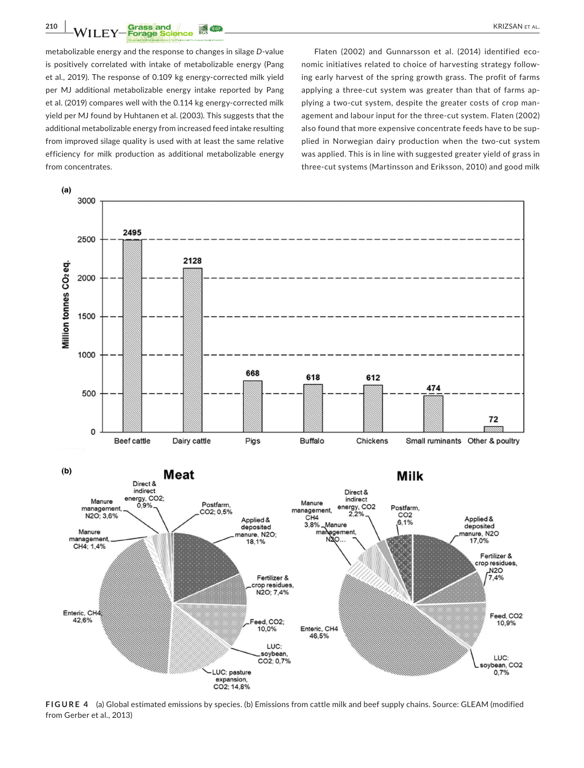metabolizable energy and the response to changes in silage *D*-value is positively correlated with intake of metabolizable energy (Pang et al., 2019). The response of 0.109 kg energy-corrected milk yield per MJ additional metabolizable energy intake reported by Pang et al. (2019) compares well with the 0.114 kg energy-corrected milk yield per MJ found by Huhtanen et al. (2003). This suggests that the additional metabolizable energy from increased feed intake resulting from improved silage quality is used with at least the same relative efficiency for milk production as additional metabolizable energy from concentrates.

Flaten (2002) and Gunnarsson et al. (2014) identified economic initiatives related to choice of harvesting strategy following early harvest of the spring growth grass. The profit of farms applying a three-cut system was greater than that of farms applying a two-cut system, despite the greater costs of crop management and labour input for the three-cut system. Flaten (2002) also found that more expensive concentrate feeds have to be supplied in Norwegian dairy production when the two-cut system was applied. This is in line with suggested greater yield of grass in three-cut systems (Martinsson and Eriksson, 2010) and good milk

**FIGURE 4** (a) Global estimated emissions by species. (b) Emissions from cattle milk and beef supply chains. Source: GLEAM (modified from Gerber et al., 2013)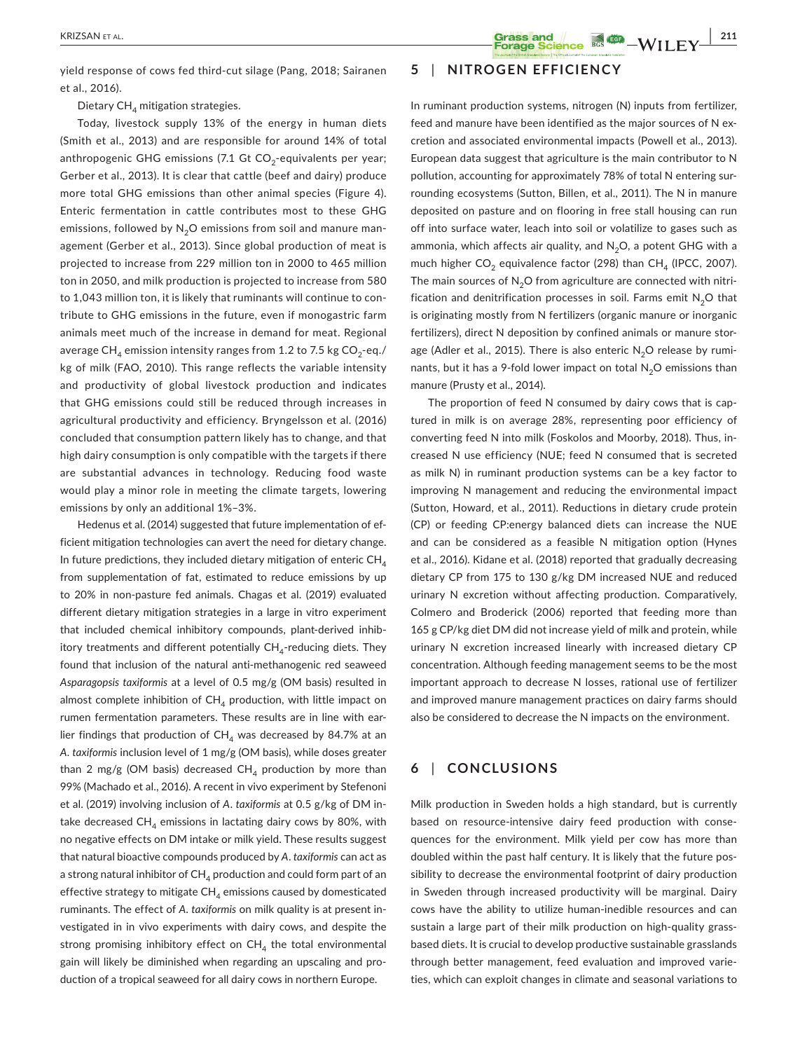yield response of cows fed third-cut silage (Pang, 2018; Sairanen et al., 2016).

Dietary $CH_4$ mitigation strategies.

Today, livestock supply 13% of the energy in human diets (Smith et al., 2013) and are responsible for around 14% of total anthropogenic GHG emissions (7.1 Gt $CO_2$-equivalents per year; Gerber et al., 2013). It is clear that cattle (beef and dairy) produce more total GHG emissions than other animal species (Figure 4). Enteric fermentation in cattle contributes most to these GHG emissions, followed by $N_2O$ emissions from soil and manure management (Gerber et al., 2013). Since global production of meat is projected to increase from 229 million ton in 2000 to 465 million ton in 2050, and milk production is projected to increase from 580 to 1,043 million ton, it is likely that ruminants will continue to contribute to GHG emissions in the future, even if monogastric farm animals meet much of the increase in demand for meat. Regional average $CH_4$ emission intensity ranges from 1.2 to 7.5 kg $CO_2$-eq./kg of milk (FAO, 2010). This range reflects the variable intensity and productivity of global livestock production and indicates that GHG emissions could still be reduced through increases in agricultural productivity and efficiency. Bryngelsson et al. (2016) concluded that consumption pattern likely has to change, and that high dairy consumption is only compatible with the targets if there are substantial advances in technology. Reducing food waste would play a minor role in meeting the climate targets, lowering emissions by only an additional 1%–3%.

Hedenus et al. (2014) suggested that future implementation of efficient mitigation technologies can avert the need for dietary change. In future predictions, they included dietary mitigation of enteric $CH_4$ from supplementation of fat, estimated to reduce emissions by up to 20% in non-pasture fed animals. Chagas et al. (2019) evaluated different dietary mitigation strategies in a large in vitro experiment that included chemical inhibitory compounds, plant-derived inhibitory treatments and different potentially $CH_4$-reducing diets. They found that inclusion of the natural anti-methanogenic red seaweed *Asparagopsis taxiformis* at a level of 0.5 mg/g (OM basis) resulted in almost complete inhibition of $CH_4$ production, with little impact on rumen fermentation parameters. These results are in line with earlier findings that production of $CH_4$ was decreased by 84.7% at an *A. taxiformis* inclusion level of 1 mg/g (OM basis), while doses greater than 2 mg/g (OM basis) decreased $CH_4$ production by more than 99% (Machado et al., 2016). A recent in vivo experiment by Stefenoni et al. (2019) involving inclusion of *A. taxiformis* at 0.5 g/kg of DM intake decreased $CH_4$ emissions in lactating dairy cows by 80%, with no negative effects on DM intake or milk yield. These results suggest that natural bioactive compounds produced by *A. taxiformis* can act as a strong natural inhibitor of $CH_4$ production and could form part of an effective strategy to mitigate $CH_4$ emissions caused by domesticated ruminants. The effect of *A. taxiformis* on milk quality is at present investigated in in vivo experiments with dairy cows, and despite the strong promising inhibitory effect on $CH_4$ the total environmental gain will likely be diminished when regarding an upscaling and production of a tropical seaweed for all dairy cows in northern Europe.

## 5 | NITROGEN EFFICIENCY

In ruminant production systems, nitrogen (N) inputs from fertilizer, feed and manure have been identified as the major sources of N excretion and associated environmental impacts (Powell et al., 2013). European data suggest that agriculture is the main contributor to N pollution, accounting for approximately 78% of total N entering surrounding ecosystems (Sutton, Billen, et al., 2011). The N in manure deposited on pasture and on flooring in free stall housing can run off into surface water, leach into soil or volatilize to gases such as ammonia, which affects air quality, and $N_2O$, a potent GHG with a much higher $CO_2$ equivalence factor (298) than $CH_4$ (IPCC, 2007). The main sources of $N_2O$ from agriculture are connected with nitrification and denitrification processes in soil. Farms emit $N_2O$ that is originating mostly from N fertilizers (organic manure or inorganic fertilizers), direct N deposition by confined animals or manure storage (Adler et al., 2015). There is also enteric $N_2O$ release by ruminants, but it has a 9-fold lower impact on total $N_2O$ emissions than manure (Prusty et al., 2014).

The proportion of feed N consumed by dairy cows that is captured in milk is on average 28%, representing poor efficiency of converting feed N into milk (Foskolos and Moorby, 2018). Thus, increased N use efficiency (NUE; feed N consumed that is secreted as milk N) in ruminant production systems can be a key factor to improving N management and reducing the environmental impact (Sutton, Howard, et al., 2011). Reductions in dietary crude protein (CP) or feeding CP:energy balanced diets can increase the NUE and can be considered as a feasible N mitigation option (Hynes et al., 2016). Kidane et al. (2018) reported that gradually decreasing dietary CP from 175 to 130 g/kg DM increased NUE and reduced urinary N excretion without affecting production. Comparatively, Colmero and Broderick (2006) reported that feeding more than 165 g CP/kg diet DM did not increase yield of milk and protein, while urinary N excretion increased linearly with increased dietary CP concentration. Although feeding management seems to be the most important approach to decrease N losses, rational use of fertilizer and improved manure management practices on dairy farms should also be considered to decrease the N impacts on the environment.

## 6 | CONCLUSIONS

Milk production in Sweden holds a high standard, but is currently based on resource-intensive dairy feed production with consequences for the environment. Milk yield per cow has more than doubled within the past half century. It is likely that the future possibility to decrease the environmental footprint of dairy production in Sweden through increased productivity will be marginal. Dairy cows have the ability to utilize human-inedible resources and can sustain a large part of their milk production on high-quality grass-based diets. It is crucial to develop productive sustainable grasslands through better management, feed evaluation and improved varieties, which can exploit changes in climate and seasonal variations to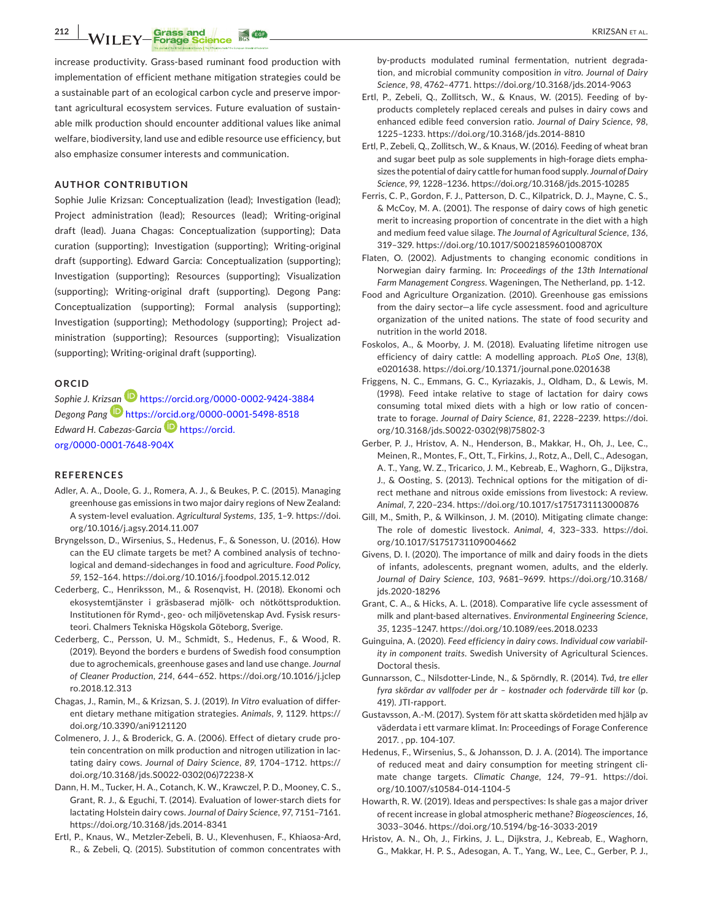increase productivity. Grass-based ruminant food production with implementation of efficient methane mitigation strategies could be a sustainable part of an ecological carbon cycle and preserve important agricultural ecosystem services. Future evaluation of sustainable milk production should encounter additional values like animal welfare, biodiversity, land use and edible resource use efficiency, but also emphasize consumer interests and communication.

## AUTHOR CONTRIBUTION

Sophie Julie Krizsan: Conceptualization (lead); Investigation (lead); Project administration (lead); Resources (lead); Writing-original draft (lead). Juana Chagas: Conceptualization (supporting); Data curation (supporting); Investigation (supporting); Writing-original draft (supporting). Edward Garcia: Conceptualization (supporting); Investigation (supporting); Resources (supporting); Visualization (supporting); Writing-original draft (supporting). Degong Pang: Conceptualization (supporting); Formal analysis (supporting); Investigation (supporting); Methodology (supporting); Project administration (supporting); Resources (supporting); Visualization (supporting); Writing-original draft (supporting).

## ORCID

*Sophie J. Krizsan* https://orcid.org/0000-0002-9424-3884
*Degong Pang* https://orcid.org/0000-0001-5498-8518
*Edward H. Cabezas-Garcia* https://orcid.org/0000-0001-7648-904X

## REFERENCES

Adler, A. A., Doole, G. J., Romera, A. J., & Beukes, P. C. (2015). Managing greenhouse gas emissions in two major dairy regions of New Zealand: A system-level evaluation. *Agricultural Systems*, *135*, 1–9. https://doi.org/10.1016/j.agsy.2014.11.007

Bryngelsson, D., Wirsenius, S., Hedenus, F., & Sonesson, U. (2016). How can the EU climate targets be met? A combined analysis of technological and demand-sidechanges in food and agriculture. *Food Policy*, *59*, 152–164. https://doi.org/10.1016/j.foodpol.2015.12.012

Cederberg, C., Henriksson, M., & Rosenqvist, H. (2018). Ekonomi och ekosystemtjänster i gräsbaserad mjölk- och nötköttsproduktion. Institutionen för Rymd-, geo- och miljövetenskap Avd. Fysisk resursteori. Chalmers Tekniska Högskola Göteborg, Sverige.

Cederberg, C., Persson, U. M., Schmidt, S., Hedenus, F., & Wood, R. (2019). Beyond the borders e burdens of Swedish food consumption due to agrochemicals, greenhouse gases and land use change. *Journal of Cleaner Production*, *214*, 644–652. https://doi.org/10.1016/j.jclepro.2018.12.313

Chagas, J., Ramin, M., & Krizsan, S. J. (2019). *In Vitro* evaluation of different dietary methane mitigation strategies. *Animals*, *9*, 1129. https://doi.org/10.3390/ani9121120

Colmenero, J. J., & Broderick, G. A. (2006). Effect of dietary crude protein concentration on milk production and nitrogen utilization in lactating dairy cows. *Journal of Dairy Science*, *89*, 1704–1712. https://doi.org/10.3168/jds.S0022-0302(06)72238-X

Dann, H. M., Tucker, H. A., Cotanch, K. W., Krawczel, P. D., Mooney, C. S., Grant, R. J., & Eguchi, T. (2014). Evaluation of lower-starch diets for lactating Holstein dairy cows. *Journal of Dairy Science*, *97*, 7151–7161. https://doi.org/10.3168/jds.2014-8341

Ertl, P., Knaus, W., Metzler-Zebeli, B. U., Klevenhusen, F., Khiaosa-Ard, R., & Zebeli, Q. (2015). Substitution of common concentrates with by-products modulated ruminal fermentation, nutrient degradation, and microbial community composition *in vitro*. *Journal of Dairy Science*, *98*, 4762–4771. https://doi.org/10.3168/jds.2014-9063

Ertl, P., Zebeli, Q., Zollitsch, W., & Knaus, W. (2015). Feeding of by-products completely replaced cereals and pulses in dairy cows and enhanced edible feed conversion ratio. *Journal of Dairy Science*, *98*, 1225–1233. https://doi.org/10.3168/jds.2014-8810

Ertl, P., Zebeli, Q., Zollitsch, W., & Knaus, W. (2016). Feeding of wheat bran and sugar beet pulp as sole supplements in high-forage diets emphasizes the potential of dairy cattle for human food supply. *Journal of Dairy Science*, *99*, 1228–1236. https://doi.org/10.3168/jds.2015-10285

Ferris, C. P., Gordon, F. J., Patterson, D. C., Kilpatrick, D. J., Mayne, C. S., & McCoy, M. A. (2001). The response of dairy cows of high genetic merit to increasing proportion of concentrate in the diet with a high and medium feed value silage. *The Journal of Agricultural Science*, *136*, 319–329. https://doi.org/10.1017/S002185960100870X

Flaten, O. (2002). Adjustments to changing economic conditions in Norwegian dairy farming. In: *Proceedings of the 13th International Farm Management Congress*. Wageningen, The Netherland, pp. 1-12.

Food and Agriculture Organization. (2010). Greenhouse gas emissions from the dairy sector—a life cycle assessment. food and agriculture organization of the united nations. The state of food security and nutrition in the world 2018.

Foskolos, A., & Moorby, J. M. (2018). Evaluating lifetime nitrogen use efficiency of dairy cattle: A modelling approach. *PLoS One*, *13*(8), e0201638. https://doi.org/10.1371/journal.pone.0201638

Friggens, N. C., Emmans, G. C., Kyriazakis, I., Oldham, D., & Lewis, M. (1998). Feed intake relative to stage of lactation for dairy cows consuming total mixed diets with a high or low ratio of concentrate to forage. *Journal of Dairy Science*, *81*, 2228–2239. https://doi.org/10.3168/jds.S0022-0302(98)75802-3

Gerber, P. J., Hristov, A. N., Henderson, B., Makkar, H., Oh, J., Lee, C., Meinen, R., Montes, F., Ott, T., Firkins, J., Rotz, A., Dell, C., Adesogan, A. T., Yang, W. Z., Tricarico, J. M., Kebreab, E., Waghorn, G., Dijkstra, J., & Oosting, S. (2013). Technical options for the mitigation of direct methane and nitrous oxide emissions from livestock: A review. *Animal*, *7*, 220–234. https://doi.org/10.1017/s1751731113000876

Gill, M., Smith, P., & Wilkinson, J. M. (2010). Mitigating climate change: The role of domestic livestock. *Animal*, *4*, 323–333. https://doi.org/10.1017/S1751731109004662

Givens, D. I. (2020). The importance of milk and dairy foods in the diets of infants, adolescents, pregnant women, adults, and the elderly. *Journal of Dairy Science*, *103*, 9681–9699. https://doi.org/10.3168/jds.2020-18296

Grant, C. A., & Hicks, A. L. (2018). Comparative life cycle assessment of milk and plant-based alternatives. *Environmental Engineering Science*, *35*, 1235–1247. https://doi.org/10.1089/ees.2018.0233

Guinguina, A. (2020). *Feed efficiency in dairy cows. Individual cow variability in component traits*. Swedish University of Agricultural Sciences. Doctoral thesis.

Gunnarsson, C., Nilsdotter-Linde, N., & Spörndly, R. (2014). *Två, tre eller fyra skördar av vallfoder per år – kostnader och fodervärde till kor* (p. 419). JTI-rapport.

Gustavsson, A.-M. (2017). System för att skatta skördetiden med hjälp av väderdata i ett varmare klimat. In: Proceedings of Forage Conference 2017. , pp. 104-107.

Hedenus, F., Wirsenius, S., & Johansson, D. J. A. (2014). The importance of reduced meat and dairy consumption for meeting stringent climate change targets. *Climatic Change*, *124*, 79–91. https://doi.org/10.1007/s10584-014-1104-5

Howarth, R. W. (2019). Ideas and perspectives: Is shale gas a major driver of recent increase in global atmospheric methane? *Biogeosciences*, *16*, 3033–3046. https://doi.org/10.5194/bg-16-3033-2019

Hristov, A. N., Oh, J., Firkins, J. L., Dijkstra, J., Kebreab, E., Waghorn, G., Makkar, H. P. S., Adesogan, A. T., Yang, W., Lee, C., Gerber, P. J.,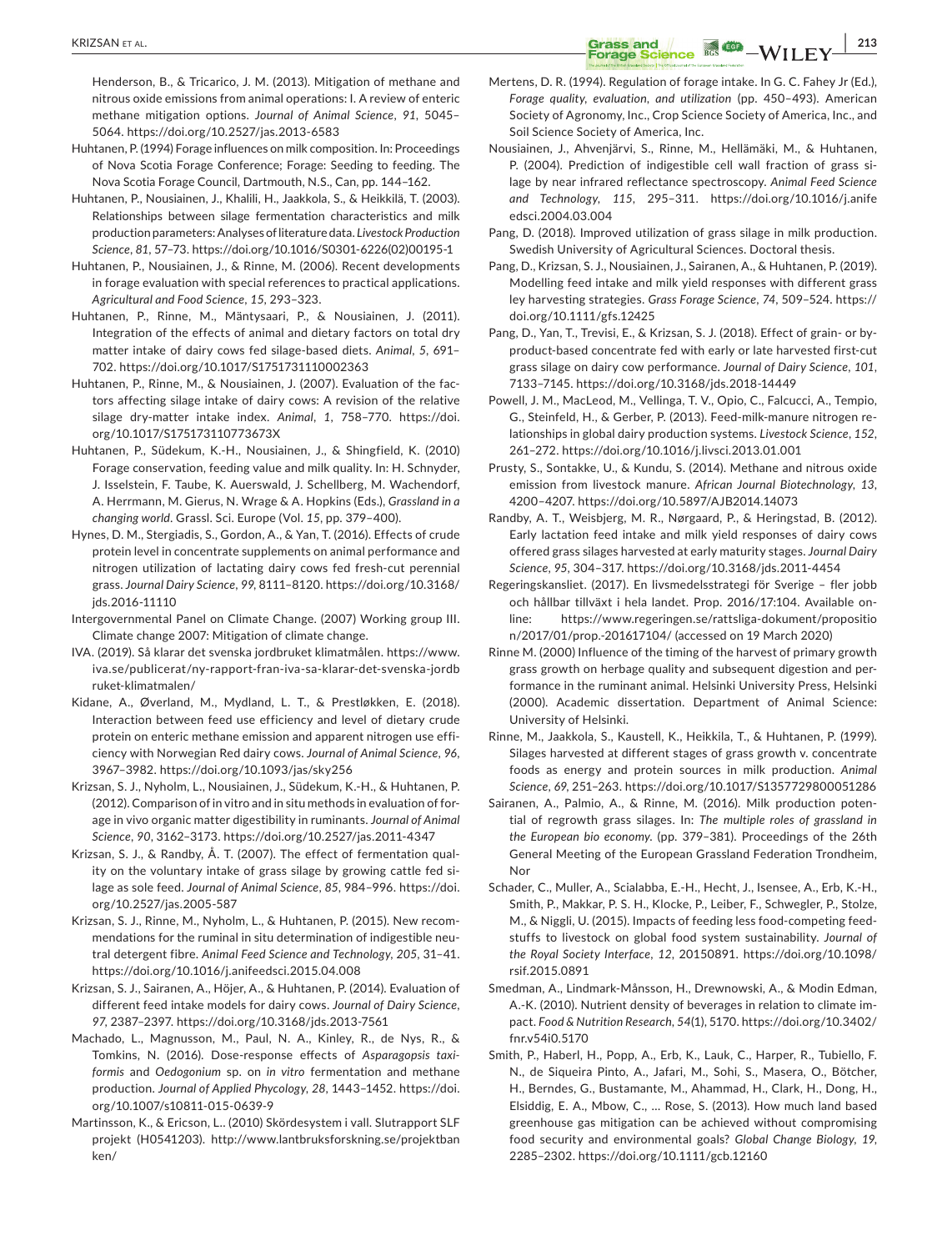Henderson, B., & Tricarico, J. M. (2013). Mitigation of methane and nitrous oxide emissions from animal operations: I. A review of enteric methane mitigation options. *Journal of Animal Science*, *91*, 5045–5064. https://doi.org/10.2527/jas.2013-6583

Huhtanen, P. (1994) Forage influences on milk composition. In: Proceedings of Nova Scotia Forage Conference; Forage: Seeding to feeding. The Nova Scotia Forage Council, Dartmouth, N.S., Can, pp. 144–162.

Huhtanen, P., Nousiainen, J., Khalili, H., Jaakkola, S., & Heikkilä, T. (2003). Relationships between silage fermentation characteristics and milk production parameters: Analyses of literature data. *Livestock Production Science*, *81*, 57–73. https://doi.org/10.1016/S0301-6226(02)00195-1

Huhtanen, P., Nousiainen, J., & Rinne, M. (2006). Recent developments in forage evaluation with special references to practical applications. *Agricultural and Food Science*, *15*, 293–323.

Huhtanen, P., Rinne, M., Mäntysaari, P., & Nousiainen, J. (2011). Integration of the effects of animal and dietary factors on total dry matter intake of dairy cows fed silage-based diets. *Animal*, *5*, 691–702. https://doi.org/10.1017/S1751731110002363

Huhtanen, P., Rinne, M., & Nousiainen, J. (2007). Evaluation of the factors affecting silage intake of dairy cows: A revision of the relative silage dry-matter intake index. *Animal*, *1*, 758–770. https://doi.org/10.1017/S175173110773673X

Huhtanen, P., Südekum, K.-H., Nousiainen, J., & Shingfield, K. (2010) Forage conservation, feeding value and milk quality. In: H. Schnyder, J. Isselstein, F. Taube, K. Auerswald, J. Schellberg, M. Wachendorf, A. Herrmann, M. Gierus, N. Wrage & A. Hopkins (Eds.), *Grassland in a changing world*. Grassl. Sci. Europe (Vol. *15*, pp. 379–400).

Hynes, D. M., Stergiadis, S., Gordon, A., & Yan, T. (2016). Effects of crude protein level in concentrate supplements on animal performance and nitrogen utilization of lactating dairy cows fed fresh-cut perennial grass. *Journal Dairy Science*, *99*, 8111–8120. https://doi.org/10.3168/jds.2016-11110

Intergovernmental Panel on Climate Change. (2007) Working group III. Climate change 2007: Mitigation of climate change.

IVA. (2019). Så klarar det svenska jordbruket klimatmålen. https://www.iva.se/publicerat/ny-rapport-fran-iva-sa-klarar-det-svenska-jordbruket-klimatmalen/

Kidane, A., Øverland, M., Mydland, L. T., & Prestløkken, E. (2018). Interaction between feed use efficiency and level of dietary crude protein on enteric methane emission and apparent nitrogen use efficiency with Norwegian Red dairy cows. *Journal of Animal Science*, *96*, 3967–3982. https://doi.org/10.1093/jas/sky256

Krizsan, S. J., Nyholm, L., Nousiainen, J., Südekum, K.-H., & Huhtanen, P. (2012). Comparison of in vitro and in situ methods in evaluation of forage in vivo organic matter digestibility in ruminants. *Journal of Animal Science*, *90*, 3162–3173. https://doi.org/10.2527/jas.2011-4347

Krizsan, S. J., & Randby, Å. T. (2007). The effect of fermentation quality on the voluntary intake of grass silage by growing cattle fed silage as sole feed. *Journal of Animal Science*, *85*, 984–996. https://doi.org/10.2527/jas.2005-587

Krizsan, S. J., Rinne, M., Nyholm, L., & Huhtanen, P. (2015). New recommendations for the ruminal in situ determination of indigestible neutral detergent fibre. *Animal Feed Science and Technology*, *205*, 31–41. https://doi.org/10.1016/j.anifeedsci.2015.04.008

Krizsan, S. J., Sairanen, A., Höjer, A., & Huhtanen, P. (2014). Evaluation of different feed intake models for dairy cows. *Journal of Dairy Science*, *97*, 2387–2397. https://doi.org/10.3168/jds.2013-7561

Machado, L., Magnusson, M., Paul, N. A., Kinley, R., de Nys, R., & Tomkins, N. (2016). Dose-response effects of *Asparagopsis taxiformis* and *Oedogonium* sp. on *in vitro* fermentation and methane production. *Journal of Applied Phycology*, *28*, 1443–1452. https://doi.org/10.1007/s10811-015-0639-9

Martinsson, K., & Ericson, L.. (2010) Skördesystem i vall. Slutrapport SLF projekt (H0541203). http://www.lantbruksforskning.se/projektbanken/

Mertens, D. R. (1994). Regulation of forage intake. In G. C. Fahey Jr (Ed.), *Forage quality, evaluation, and utilization* (pp. 450–493). American Society of Agronomy, Inc., Crop Science Society of America, Inc., and Soil Science Society of America, Inc.

Nousiainen, J., Ahvenjärvi, S., Rinne, M., Hellämäki, M., & Huhtanen, P. (2004). Prediction of indigestible cell wall fraction of grass silage by near infrared reflectance spectroscopy. *Animal Feed Science and Technology*, *115*, 295–311. https://doi.org/10.1016/j.anifeedsci.2004.03.004

Pang, D. (2018). Improved utilization of grass silage in milk production. Swedish University of Agricultural Sciences. Doctoral thesis.

Pang, D., Krizsan, S. J., Nousiainen, J., Sairanen, A., & Huhtanen, P. (2019). Modelling feed intake and milk yield responses with different grass ley harvesting strategies. *Grass Forage Science*, *74*, 509–524. https://doi.org/10.1111/gfs.12425

Pang, D., Yan, T., Trevisi, E., & Krizsan, S. J. (2018). Effect of grain- or by-product-based concentrate fed with early or late harvested first-cut grass silage on dairy cow performance. *Journal of Dairy Science*, *101*, 7133–7145. https://doi.org/10.3168/jds.2018-14449

Powell, J. M., MacLeod, M., Vellinga, T. V., Opio, C., Falcucci, A., Tempio, G., Steinfeld, H., & Gerber, P. (2013). Feed-milk-manure nitrogen relationships in global dairy production systems. *Livestock Science*, *152*, 261–272. https://doi.org/10.1016/j.livsci.2013.01.001

Prusty, S., Sontakke, U., & Kundu, S. (2014). Methane and nitrous oxide emission from livestock manure. *African Journal Biotechnology*, *13*, 4200–4207. https://doi.org/10.5897/AJB2014.14073

Randby, A. T., Weisbjerg, M. R., Nørgaard, P., & Heringstad, B. (2012). Early lactation feed intake and milk yield responses of dairy cows offered grass silages harvested at early maturity stages. *Journal Dairy Science*, *95*, 304–317. https://doi.org/10.3168/jds.2011-4454

Regeringskansliet. (2017). En livsmedelsstrategi för Sverige – fler jobb och hållbar tillväxt i hela landet. Prop. 2016/17:104. Available online: https://www.regeringen.se/rattsliga-dokument/proposition/2017/01/prop.-201617104/ (accessed on 19 March 2020)

Rinne M. (2000) Influence of the timing of the harvest of primary growth grass growth on herbage quality and subsequent digestion and performance in the ruminant animal. Helsinki University Press, Helsinki (2000). Academic dissertation. Department of Animal Science: University of Helsinki.

Rinne, M., Jaakkola, S., Kaustell, K., Heikkila, T., & Huhtanen, P. (1999). Silages harvested at different stages of grass growth v. concentrate foods as energy and protein sources in milk production. *Animal Science*, *69*, 251–263. https://doi.org/10.1017/S1357729800051286

Sairanen, A., Palmio, A., & Rinne, M. (2016). Milk production potential of regrowth grass silages. In: *The multiple roles of grassland in the European bio economy.* (pp. 379–381). Proceedings of the 26th General Meeting of the European Grassland Federation Trondheim, Nor

Schader, C., Muller, A., Scialabba, E.-H., Hecht, J., Isensee, A., Erb, K.-H., Smith, P., Makkar, P. S. H., Klocke, P., Leiber, F., Schwegler, P., Stolze, M., & Niggli, U. (2015). Impacts of feeding less food-competing feedstuffs to livestock on global food system sustainability. *Journal of the Royal Society Interface*, *12*, 20150891. https://doi.org/10.1098/rsif.2015.0891

Smedman, A., Lindmark-Månsson, H., Drewnowski, A., & Modin Edman, A.-K. (2010). Nutrient density of beverages in relation to climate impact. *Food & Nutrition Research*, *54*(1), 5170. https://doi.org/10.3402/fnr.v54i0.5170

Smith, P., Haberl, H., Popp, A., Erb, K., Lauk, C., Harper, R., Tubiello, F. N., de Siqueira Pinto, A., Jafari, M., Sohi, S., Masera, O., Bötcher, H., Berndes, G., Bustamante, M., Ahammad, H., Clark, H., Dong, H., Elsiddig, E. A., Mbow, C., … Rose, S. (2013). How much land based greenhouse gas mitigation can be achieved without compromising food security and environmental goals? *Global Change Biology*, *19*, 2285–2302. https://doi.org/10.1111/gcb.12160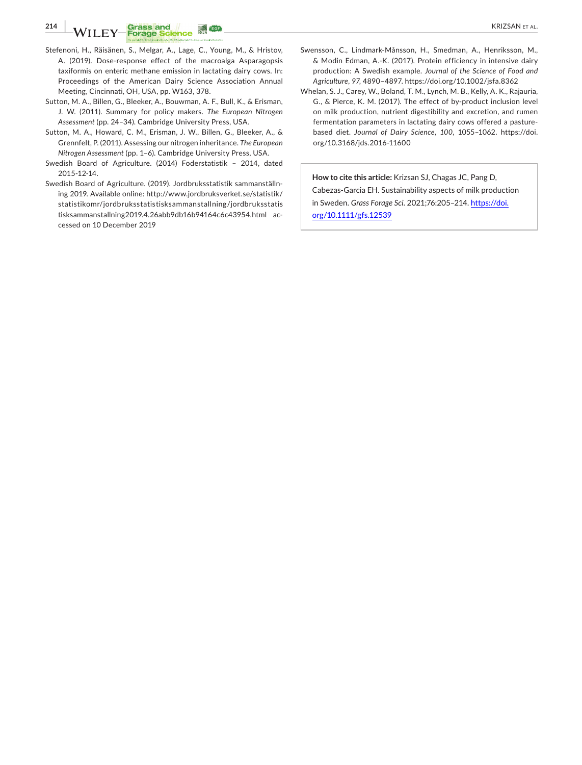Stefenoni, H., Räisänen, S., Melgar, A., Lage, C., Young, M., & Hristov, A. (2019). Dose-response effect of the macroalga Asparagopsis taxiformis on enteric methane emission in lactating dairy cows. In: Proceedings of the American Dairy Science Association Annual Meeting, Cincinnati, OH, USA, pp. W163, 378.

Sutton, M. A., Billen, G., Bleeker, A., Bouwman, A. F., Bull, K., & Erisman, J. W. (2011). Summary for policy makers. *The European Nitrogen Assessment* (pp. 24–34). Cambridge University Press, USA.

Sutton, M. A., Howard, C. M., Erisman, J. W., Billen, G., Bleeker, A., & Grennfelt, P. (2011). Assessing our nitrogen inheritance. *The European Nitrogen Assessment* (pp. 1–6). Cambridge University Press, USA.

Swedish Board of Agriculture. (2014) Foderstatistik – 2014, dated 2015-12-14.

Swedish Board of Agriculture. (2019). Jordbruksstatistik sammanställning 2019. Available online: http://www.jordbruksverket.se/statistik/statistikomr/jordbruksstatistisksammanstallning/jordbruksstatistisksammanstallning2019.4.26abb9db16b94164c6c43954.html accessed on 10 December 2019

Swensson, C., Lindmark-Månsson, H., Smedman, A., Henriksson, M., & Modin Edman, A.-K. (2017). Protein efficiency in intensive dairy production: A Swedish example. *Journal of the Science of Food and Agriculture*, *97*, 4890–4897. https://doi.org/10.1002/jsfa.8362

Whelan, S. J., Carey, W., Boland, T. M., Lynch, M. B., Kelly, A. K., Rajauria, G., & Pierce, K. M. (2017). The effect of by-product inclusion level on milk production, nutrient digestibility and excretion, and rumen fermentation parameters in lactating dairy cows offered a pasture-based diet. *Journal of Dairy Science*, *100*, 1055–1062. https://doi.org/10.3168/jds.2016-11600

**How to cite this article:** Krizsan SJ, Chagas JC, Pang D, Cabezas-Garcia EH. Sustainability aspects of milk production in Sweden. *Grass Forage Sci*. 2021;76:205–214. https://doi.org/10.1111/gfs.12539